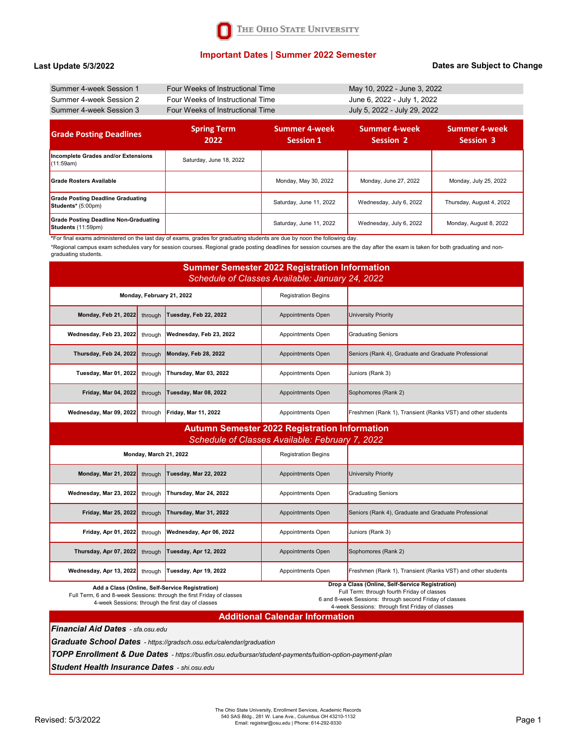The Ohio State University

## Important Dates | Summer 2022 Semester

**Last Update 5/3/2022** **Dates are Subject to Change**

| | | |
|---|---|---|
| Summer 4-week Session 1 | Four Weeks of Instructional Time | May 10, 2022 - June 3, 2022 |
| Summer 4-week Session 2 | Four Weeks of Instructional Time | June 6, 2022 - July 1, 2022 |
| Summer 4-week Session 3 | Four Weeks of Instructional Time | July 5, 2022 - July 29, 2022 |

| Grade Posting Deadlines | Spring Term 2022 | Summer 4-week Session 1 | Summer 4-week Session 2 | Summer 4-week Session 3 |
|---|---|---|---|---|
| **Incomplete Grades and/or Extensions** (11:59am) | Saturday, June 18, 2022 | | | |
| **Grade Rosters Available** | | Monday, May 30, 2022 | Monday, June 27, 2022 | Monday, July 25, 2022 |
| **Grade Posting Deadline Graduating Students*** (5:00pm) | | Saturday, June 11, 2022 | Wednesday, July 6, 2022 | Thursday, August 4, 2022 |
| **Grade Posting Deadline Non-Graduating Students** (11:59pm) | | Saturday, June 11, 2022 | Wednesday, July 6, 2022 | Monday, August 8, 2022 |

*For final exams administered on the last day of exams, grades for graduating students are due by noon the following day.

*Regional campus exam schedules vary for session courses. Regional grade posting deadlines for session courses are the day after the exam is taken for both graduating and non-graduating students.

## Summer Semester 2022 Registration Information

*Schedule of Classes Available: January 24, 2022*

| | | | | |
|---|---|---|---|---|
| **Monday, February 21, 2022** | | | Registration Begins | |
| **Monday, Feb 21, 2022** | through | **Tuesday, Feb 22, 2022** | Appointments Open | University Priority |
| **Wednesday, Feb 23, 2022** | through | **Wednesday, Feb 23, 2022** | Appointments Open | Graduating Seniors |
| **Thursday, Feb 24, 2022** | through | **Monday, Feb 28, 2022** | Appointments Open | Seniors (Rank 4), Graduate and Graduate Professional |
| **Tuesday, Mar 01, 2022** | through | **Thursday, Mar 03, 2022** | Appointments Open | Juniors (Rank 3) |
| **Friday, Mar 04, 2022** | through | **Tuesday, Mar 08, 2022** | Appointments Open | Sophomores (Rank 2) |
| **Wednesday, Mar 09, 2022** | through | **Friday, Mar 11, 2022** | Appointments Open | Freshmen (Rank 1), Transient (Ranks VST) and other students |

## Autumn Semester 2022 Registration Information

*Schedule of Classes Available: February 7, 2022*

| | | | | |
|---|---|---|---|---|
| **Monday, March 21, 2022** | | | Registration Begins | |
| **Monday, Mar 21, 2022** | through | **Tuesday, Mar 22, 2022** | Appointments Open | University Priority |
| **Wednesday, Mar 23, 2022** | through | **Thursday, Mar 24, 2022** | Appointments Open | Graduating Seniors |
| **Friday, Mar 25, 2022** | through | **Thursday, Mar 31, 2022** | Appointments Open | Seniors (Rank 4), Graduate and Graduate Professional |
| **Friday, Apr 01, 2022** | through | **Wednesday, Apr 06, 2022** | Appointments Open | Juniors (Rank 3) |
| **Thursday, Apr 07, 2022** | through | **Tuesday, Apr 12, 2022** | Appointments Open | Sophomores (Rank 2) |
| **Wednesday, Apr 13, 2022** | through | **Tuesday, Apr 19, 2022** | Appointments Open | Freshmen (Rank 1), Transient (Ranks VST) and other students |

**Add a Class (Online, Self-Service Registration)**
Full Term, 6 and 8-week Sessions: through the first Friday of classes
4-week Sessions: through the first day of classes

**Drop a Class (Online, Self-Service Registration)**
Full Term: through fourth Friday of classes
6 and 8-week Sessions: through second Friday of classes
4-week Sessions: through first Friday of classes

## Additional Calendar Information

***Financial Aid Dates*** *- sfa.osu.edu*

***Graduate School Dates*** *- https://gradsch.osu.edu/calendar/graduation*

***TOPP Enrollment & Due Dates*** *- https://busfin.osu.edu/bursar/student-payments/tuition-option-payment-plan*

***Student Health Insurance Dates*** *- shi.osu.edu*

Revised: 5/3/2022

The Ohio State University, Enrollment Services, Academic Records
540 SAS Bldg., 281 W. Lane Ave., Columbus OH 43210-1132
Email: registrar@osu.edu | Phone: 614-292-9330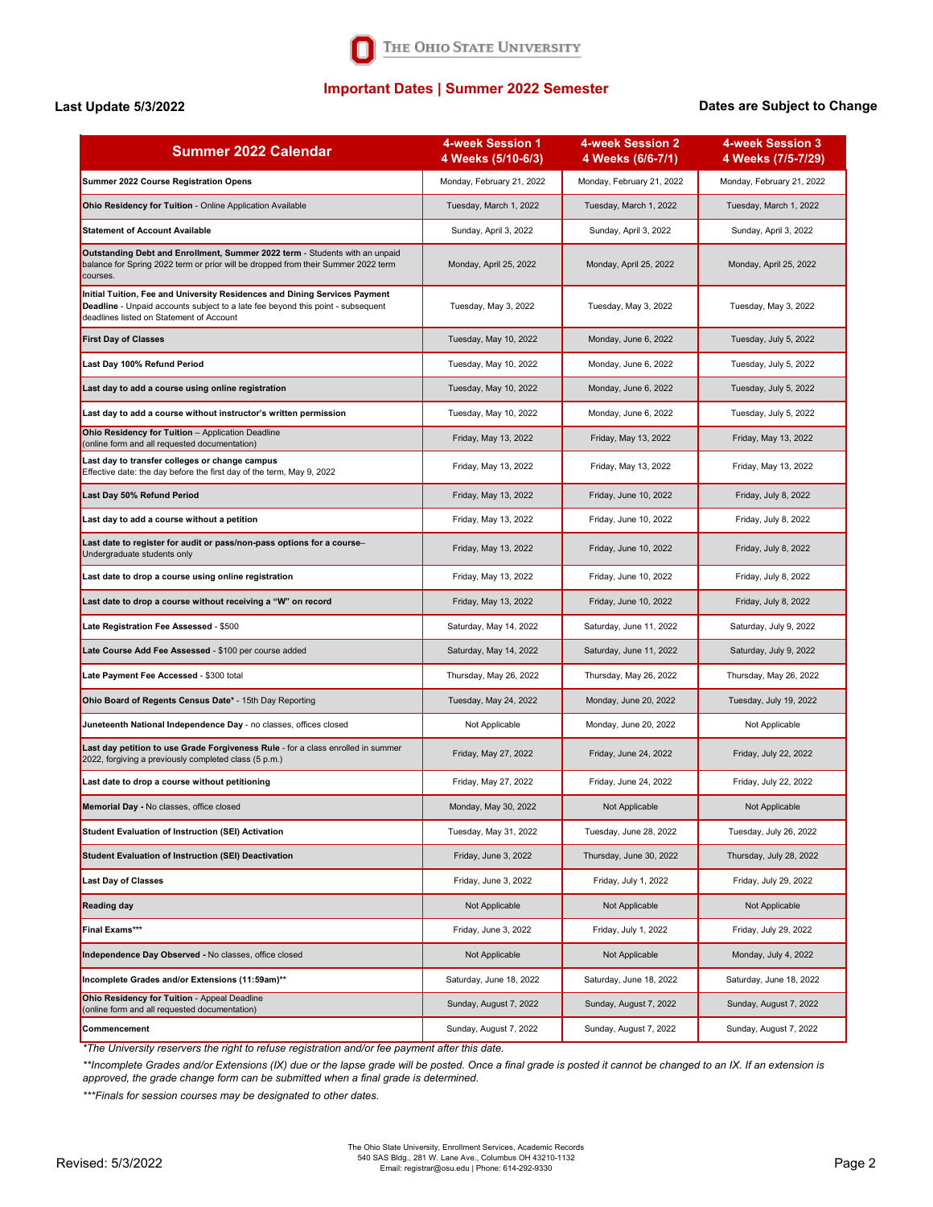**Important Dates | Summer 2022 Semester**

**Last Update 5/3/2022** | **Dates are Subject to Change**

| Summer 2022 Calendar | 4-week Session 1 4 Weeks (5/10-6/3) | 4-week Session 2 4 Weeks (6/6-7/1) | 4-week Session 3 4 Weeks (7/5-7/29) |
|---|---|---|---|
| **Summer 2022 Course Registration Opens** | Monday, February 21, 2022 | Monday, February 21, 2022 | Monday, February 21, 2022 |
| **Ohio Residency for Tuition** - Online Application Available | Tuesday, March 1, 2022 | Tuesday, March 1, 2022 | Tuesday, March 1, 2022 |
| **Statement of Account Available** | Sunday, April 3, 2022 | Sunday, April 3, 2022 | Sunday, April 3, 2022 |
| **Outstanding Debt and Enrollment, Summer 2022 term** - Students with an unpaid balance for Spring 2022 term or prior will be dropped from their Summer 2022 term courses. | Monday, April 25, 2022 | Monday, April 25, 2022 | Monday, April 25, 2022 |
| **Initial Tuition, Fee and University Residences and Dining Services Payment Deadline** - Unpaid accounts subject to a late fee beyond this point - subsequent deadlines listed on Statement of Account | Tuesday, May 3, 2022 | Tuesday, May 3, 2022 | Tuesday, May 3, 2022 |
| **First Day of Classes** | Tuesday, May 10, 2022 | Monday, June 6, 2022 | Tuesday, July 5, 2022 |
| **Last Day 100% Refund Period** | Tuesday, May 10, 2022 | Monday, June 6, 2022 | Tuesday, July 5, 2022 |
| **Last day to add a course using online registration** | Tuesday, May 10, 2022 | Monday, June 6, 2022 | Tuesday, July 5, 2022 |
| **Last day to add a course without instructor's written permission** | Tuesday, May 10, 2022 | Monday, June 6, 2022 | Tuesday, July 5, 2022 |
| **Ohio Residency for Tuition** – Application Deadline (online form and all requested documentation) | Friday, May 13, 2022 | Friday, May 13, 2022 | Friday, May 13, 2022 |
| **Last day to transfer colleges or change campus** Effective date: the day before the first day of the term, May 9, 2022 | Friday, May 13, 2022 | Friday, May 13, 2022 | Friday, May 13, 2022 |
| **Last Day 50% Refund Period** | Friday, May 13, 2022 | Friday, June 10, 2022 | Friday, July 8, 2022 |
| **Last day to add a course without a petition** | Friday, May 13, 2022 | Friday, June 10, 2022 | Friday, July 8, 2022 |
| **Last date to register for audit or pass/non-pass options for a course**– Undergraduate students only | Friday, May 13, 2022 | Friday, June 10, 2022 | Friday, July 8, 2022 |
| **Last date to drop a course using online registration** | Friday, May 13, 2022 | Friday, June 10, 2022 | Friday, July 8, 2022 |
| **Last date to drop a course without receiving a "W" on record** | Friday, May 13, 2022 | Friday, June 10, 2022 | Friday, July 8, 2022 |
| **Late Registration Fee Assessed** - $500 | Saturday, May 14, 2022 | Saturday, June 11, 2022 | Saturday, July 9, 2022 |
| **Late Course Add Fee Assessed** - $100 per course added | Saturday, May 14, 2022 | Saturday, June 11, 2022 | Saturday, July 9, 2022 |
| **Late Payment Fee Accessed** - $300 total | Thursday, May 26, 2022 | Thursday, May 26, 2022 | Thursday, May 26, 2022 |
| **Ohio Board of Regents Census Date*** - 15th Day Reporting | Tuesday, May 24, 2022 | Monday, June 20, 2022 | Tuesday, July 19, 2022 |
| **Juneteenth National Independence Day** - no classes, offices closed | Not Applicable | Monday, June 20, 2022 | Not Applicable |
| **Last day petition to use Grade Forgiveness Rule** - for a class enrolled in summer 2022, forgiving a previously completed class (5 p.m.) | Friday, May 27, 2022 | Friday, June 24, 2022 | Friday, July 22, 2022 |
| **Last date to drop a course without petitioning** | Friday, May 27, 2022 | Friday, June 24, 2022 | Friday, July 22, 2022 |
| **Memorial Day -** No classes, office closed | Monday, May 30, 2022 | Not Applicable | Not Applicable |
| **Student Evaluation of Instruction (SEI) Activation** | Tuesday, May 31, 2022 | Tuesday, June 28, 2022 | Tuesday, July 26, 2022 |
| **Student Evaluation of Instruction (SEI) Deactivation** | Friday, June 3, 2022 | Thursday, June 30, 2022 | Thursday, July 28, 2022 |
| **Last Day of Classes** | Friday, June 3, 2022 | Friday, July 1, 2022 | Friday, July 29, 2022 |
| **Reading day** | Not Applicable | Not Applicable | Not Applicable |
| **Final Exams***** | Friday, June 3, 2022 | Friday, July 1, 2022 | Friday, July 29, 2022 |
| **Independence Day Observed -** No classes, office closed | Not Applicable | Not Applicable | Monday, July 4, 2022 |
| **Incomplete Grades and/or Extensions (11:59am)**** | Saturday, June 18, 2022 | Saturday, June 18, 2022 | Saturday, June 18, 2022 |
| **Ohio Residency for Tuition** - Appeal Deadline (online form and all requested documentation) | Sunday, August 7, 2022 | Sunday, August 7, 2022 | Sunday, August 7, 2022 |
| **Commencement** | Sunday, August 7, 2022 | Sunday, August 7, 2022 | Sunday, August 7, 2022 |

*\*The University reservers the right to refuse registration and/or fee payment after this date.*

*\*\*Incomplete Grades and/or Extensions (IX) due or the lapse grade will be posted. Once a final grade is posted it cannot be changed to an IX. If an extension is approved, the grade change form can be submitted when a final grade is determined.*

*\*\*\*Finals for session courses may be designated to other dates.*

Revised: 5/3/2022

The Ohio State University, Enrollment Services, Academic Records
540 SAS Bldg., 281 W. Lane Ave., Columbus OH 43210-1132
Email: registrar@osu.edu | Phone: 614-292-9330